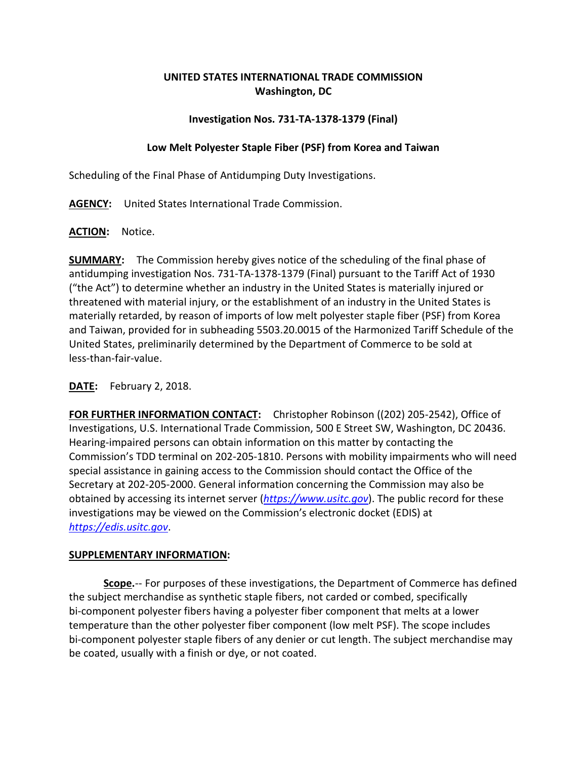**UNITED STATES INTERNATIONAL TRADE COMMISSION**
**Washington, DC**

**Investigation Nos. 731-TA-1378-1379 (Final)**

**Low Melt Polyester Staple Fiber (PSF) from Korea and Taiwan**

Scheduling of the Final Phase of Antidumping Duty Investigations.

**AGENCY:** United States International Trade Commission.

**ACTION:** Notice.

**SUMMARY:** The Commission hereby gives notice of the scheduling of the final phase of antidumping investigation Nos. 731-TA-1378-1379 (Final) pursuant to the Tariff Act of 1930 ("the Act") to determine whether an industry in the United States is materially injured or threatened with material injury, or the establishment of an industry in the United States is materially retarded, by reason of imports of low melt polyester staple fiber (PSF) from Korea and Taiwan, provided for in subheading 5503.20.0015 of the Harmonized Tariff Schedule of the United States, preliminarily determined by the Department of Commerce to be sold at less-than-fair-value.

**DATE:** February 2, 2018.

**FOR FURTHER INFORMATION CONTACT:** Christopher Robinson ((202) 205-2542), Office of Investigations, U.S. International Trade Commission, 500 E Street SW, Washington, DC 20436. Hearing-impaired persons can obtain information on this matter by contacting the Commission's TDD terminal on 202-205-1810. Persons with mobility impairments who will need special assistance in gaining access to the Commission should contact the Office of the Secretary at 202-205-2000. General information concerning the Commission may also be obtained by accessing its internet server (*https://www.usitc.gov*). The public record for these investigations may be viewed on the Commission's electronic docket (EDIS) at *https://edis.usitc.gov*.

**SUPPLEMENTARY INFORMATION:**

**Scope.**-- For purposes of these investigations, the Department of Commerce has defined the subject merchandise as synthetic staple fibers, not carded or combed, specifically bi-component polyester fibers having a polyester fiber component that melts at a lower temperature than the other polyester fiber component (low melt PSF). The scope includes bi-component polyester staple fibers of any denier or cut length. The subject merchandise may be coated, usually with a finish or dye, or not coated.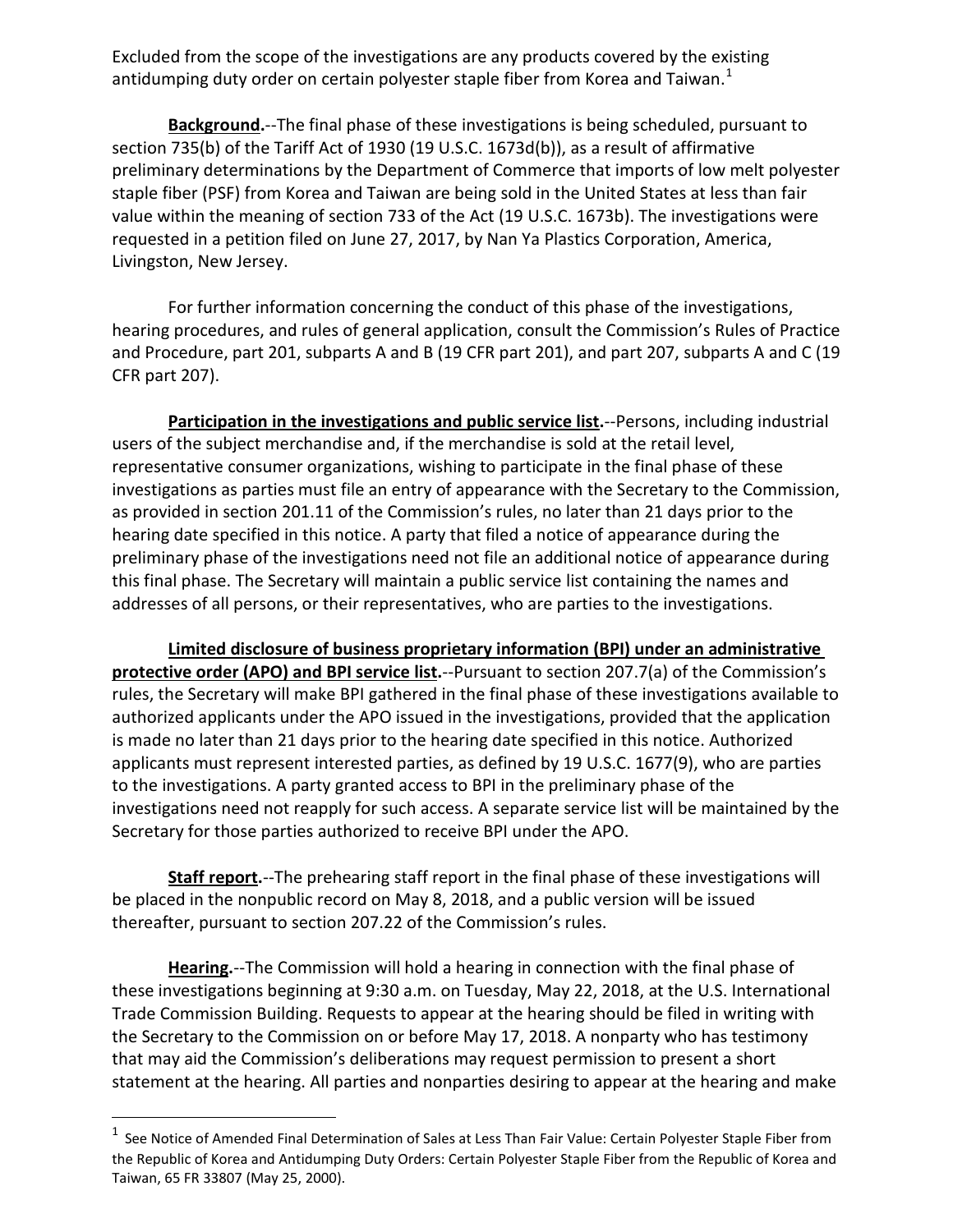Excluded from the scope of the investigations are any products covered by the existing antidumping duty order on certain polyester staple fiber from Korea and Taiwan.[1]

**Background.**--The final phase of these investigations is being scheduled, pursuant to section 735(b) of the Tariff Act of 1930 (19 U.S.C. 1673d(b)), as a result of affirmative preliminary determinations by the Department of Commerce that imports of low melt polyester staple fiber (PSF) from Korea and Taiwan are being sold in the United States at less than fair value within the meaning of section 733 of the Act (19 U.S.C. 1673b). The investigations were requested in a petition filed on June 27, 2017, by Nan Ya Plastics Corporation, America, Livingston, New Jersey.

For further information concerning the conduct of this phase of the investigations, hearing procedures, and rules of general application, consult the Commission's Rules of Practice and Procedure, part 201, subparts A and B (19 CFR part 201), and part 207, subparts A and C (19 CFR part 207).

**Participation in the investigations and public service list.**--Persons, including industrial users of the subject merchandise and, if the merchandise is sold at the retail level, representative consumer organizations, wishing to participate in the final phase of these investigations as parties must file an entry of appearance with the Secretary to the Commission, as provided in section 201.11 of the Commission's rules, no later than 21 days prior to the hearing date specified in this notice. A party that filed a notice of appearance during the preliminary phase of the investigations need not file an additional notice of appearance during this final phase. The Secretary will maintain a public service list containing the names and addresses of all persons, or their representatives, who are parties to the investigations.

**Limited disclosure of business proprietary information (BPI) under an administrative protective order (APO) and BPI service list.**--Pursuant to section 207.7(a) of the Commission's rules, the Secretary will make BPI gathered in the final phase of these investigations available to authorized applicants under the APO issued in the investigations, provided that the application is made no later than 21 days prior to the hearing date specified in this notice. Authorized applicants must represent interested parties, as defined by 19 U.S.C. 1677(9), who are parties to the investigations. A party granted access to BPI in the preliminary phase of the investigations need not reapply for such access. A separate service list will be maintained by the Secretary for those parties authorized to receive BPI under the APO.

**Staff report.**--The prehearing staff report in the final phase of these investigations will be placed in the nonpublic record on May 8, 2018, and a public version will be issued thereafter, pursuant to section 207.22 of the Commission's rules.

**Hearing.**--The Commission will hold a hearing in connection with the final phase of these investigations beginning at 9:30 a.m. on Tuesday, May 22, 2018, at the U.S. International Trade Commission Building. Requests to appear at the hearing should be filed in writing with the Secretary to the Commission on or before May 17, 2018. A nonparty who has testimony that may aid the Commission's deliberations may request permission to present a short statement at the hearing. All parties and nonparties desiring to appear at the hearing and make

---

[1] See Notice of Amended Final Determination of Sales at Less Than Fair Value: Certain Polyester Staple Fiber from the Republic of Korea and Antidumping Duty Orders: Certain Polyester Staple Fiber from the Republic of Korea and Taiwan, 65 FR 33807 (May 25, 2000).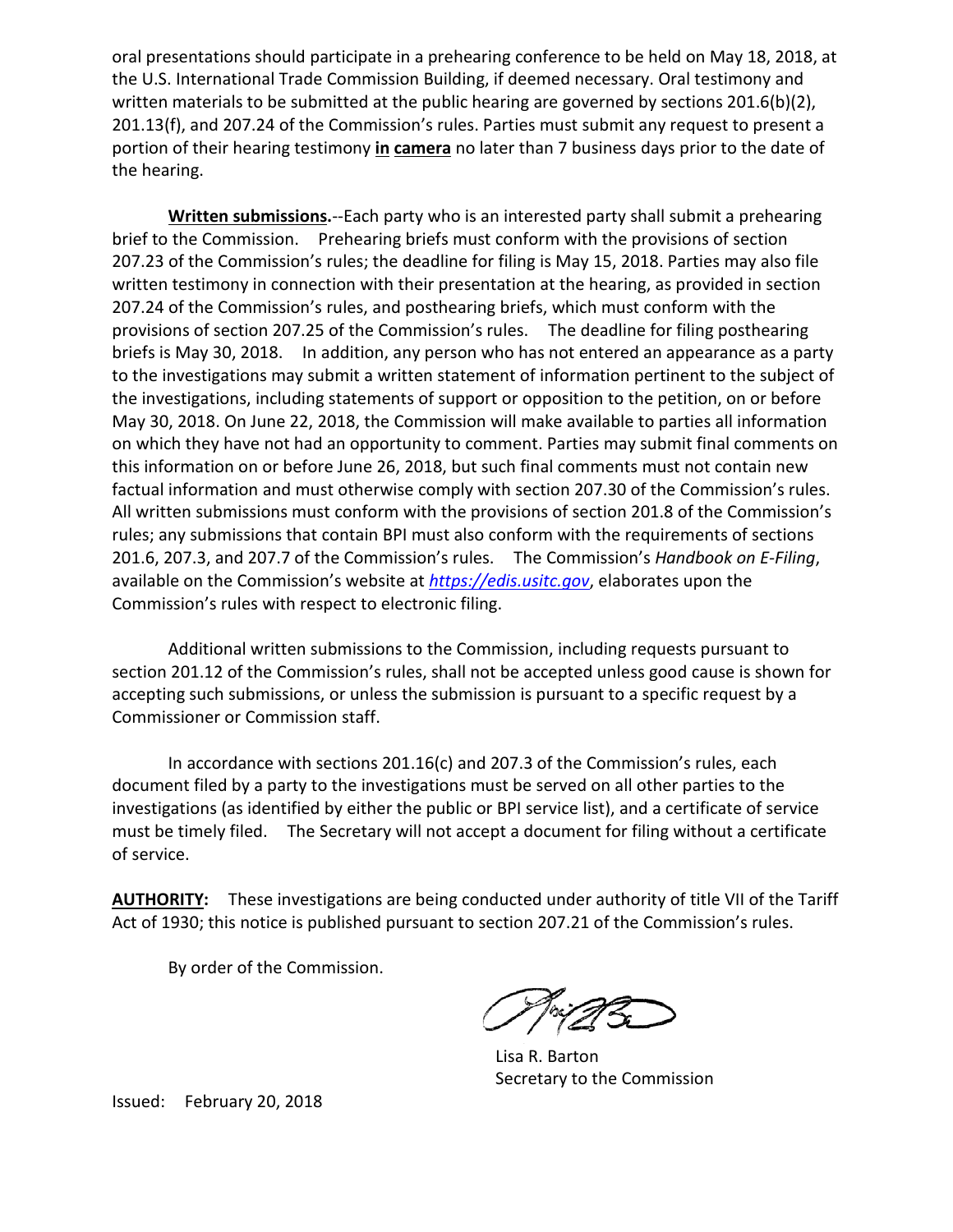oral presentations should participate in a prehearing conference to be held on May 18, 2018, at the U.S. International Trade Commission Building, if deemed necessary. Oral testimony and written materials to be submitted at the public hearing are governed by sections 201.6(b)(2), 201.13(f), and 207.24 of the Commission's rules. Parties must submit any request to present a portion of their hearing testimony **in camera** no later than 7 business days prior to the date of the hearing.

**Written submissions.**--Each party who is an interested party shall submit a prehearing brief to the Commission. Prehearing briefs must conform with the provisions of section 207.23 of the Commission's rules; the deadline for filing is May 15, 2018. Parties may also file written testimony in connection with their presentation at the hearing, as provided in section 207.24 of the Commission's rules, and posthearing briefs, which must conform with the provisions of section 207.25 of the Commission's rules. The deadline for filing posthearing briefs is May 30, 2018. In addition, any person who has not entered an appearance as a party to the investigations may submit a written statement of information pertinent to the subject of the investigations, including statements of support or opposition to the petition, on or before May 30, 2018. On June 22, 2018, the Commission will make available to parties all information on which they have not had an opportunity to comment. Parties may submit final comments on this information on or before June 26, 2018, but such final comments must not contain new factual information and must otherwise comply with section 207.30 of the Commission's rules. All written submissions must conform with the provisions of section 201.8 of the Commission's rules; any submissions that contain BPI must also conform with the requirements of sections 201.6, 207.3, and 207.7 of the Commission's rules. The Commission's *Handbook on E-Filing*, available on the Commission's website at *https://edis.usitc.gov*, elaborates upon the Commission's rules with respect to electronic filing.

Additional written submissions to the Commission, including requests pursuant to section 201.12 of the Commission's rules, shall not be accepted unless good cause is shown for accepting such submissions, or unless the submission is pursuant to a specific request by a Commissioner or Commission staff.

In accordance with sections 201.16(c) and 207.3 of the Commission's rules, each document filed by a party to the investigations must be served on all other parties to the investigations (as identified by either the public or BPI service list), and a certificate of service must be timely filed. The Secretary will not accept a document for filing without a certificate of service.

**AUTHORITY:** These investigations are being conducted under authority of title VII of the Tariff Act of 1930; this notice is published pursuant to section 207.21 of the Commission's rules.

By order of the Commission.

Lisa R. Barton
Secretary to the Commission

Issued: February 20, 2018